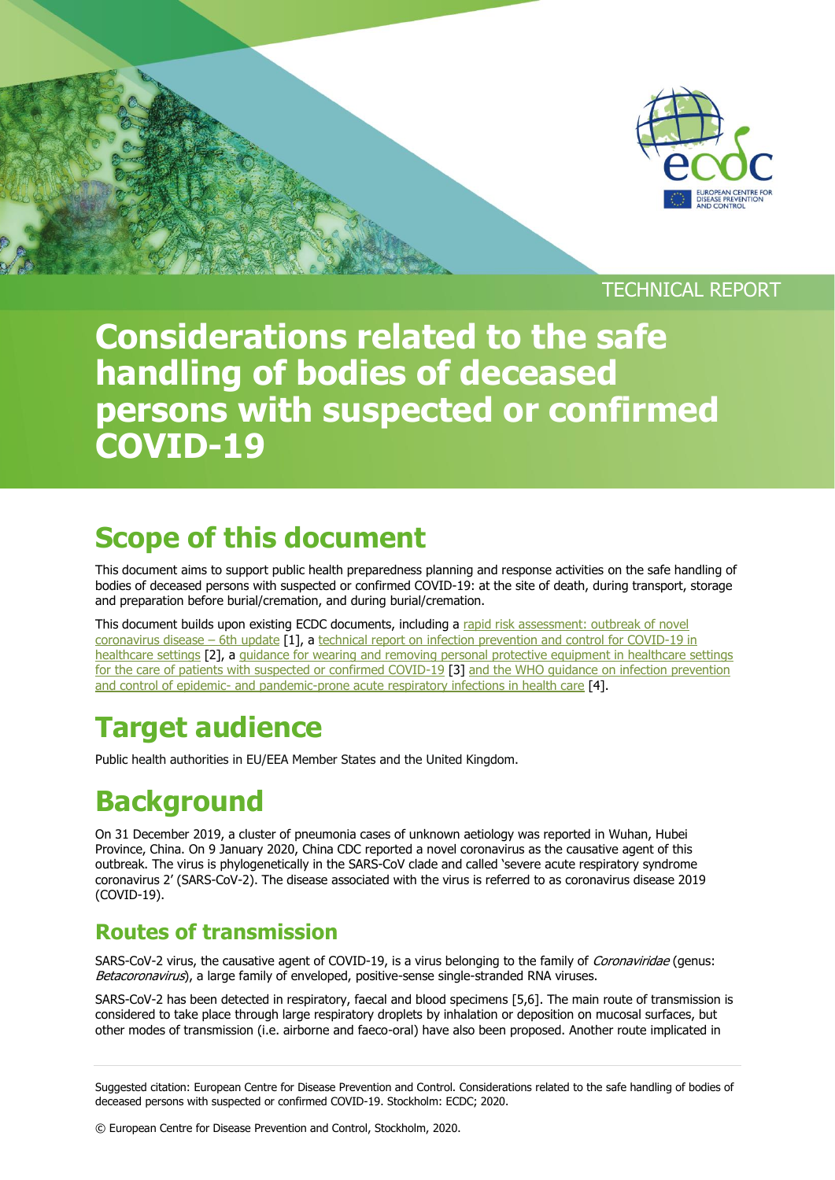TECHNICAL REPORT

# Considerations related to the safe handling of bodies of deceased persons with suspected or confirmed COVID-19

## Scope of this document

This document aims to support public health preparedness planning and response activities on the safe handling of bodies of deceased persons with suspected or confirmed COVID-19: at the site of death, during transport, storage and preparation before burial/cremation, and during burial/cremation.

This document builds upon existing ECDC documents, including a rapid risk assessment: outbreak of novel coronavirus disease – 6th update [1], a technical report on infection prevention and control for COVID-19 in healthcare settings [2], a guidance for wearing and removing personal protective equipment in healthcare settings for the care of patients with suspected or confirmed COVID-19 [3] and the WHO guidance on infection prevention and control of epidemic- and pandemic-prone acute respiratory infections in health care [4].

## Target audience

Public health authorities in EU/EEA Member States and the United Kingdom.

## Background

On 31 December 2019, a cluster of pneumonia cases of unknown aetiology was reported in Wuhan, Hubei Province, China. On 9 January 2020, China CDC reported a novel coronavirus as the causative agent of this outbreak. The virus is phylogenetically in the SARS-CoV clade and called 'severe acute respiratory syndrome coronavirus 2' (SARS-CoV-2). The disease associated with the virus is referred to as coronavirus disease 2019 (COVID-19).

### Routes of transmission

SARS-CoV-2 virus, the causative agent of COVID-19, is a virus belonging to the family of *Coronaviridae* (genus: *Betacoronavirus*), a large family of enveloped, positive-sense single-stranded RNA viruses.

SARS-CoV-2 has been detected in respiratory, faecal and blood specimens [5,6]. The main route of transmission is considered to take place through large respiratory droplets by inhalation or deposition on mucosal surfaces, but other modes of transmission (i.e. airborne and faeco-oral) have also been proposed. Another route implicated in

Suggested citation: European Centre for Disease Prevention and Control. Considerations related to the safe handling of bodies of deceased persons with suspected or confirmed COVID-19. Stockholm: ECDC; 2020.

© European Centre for Disease Prevention and Control, Stockholm, 2020.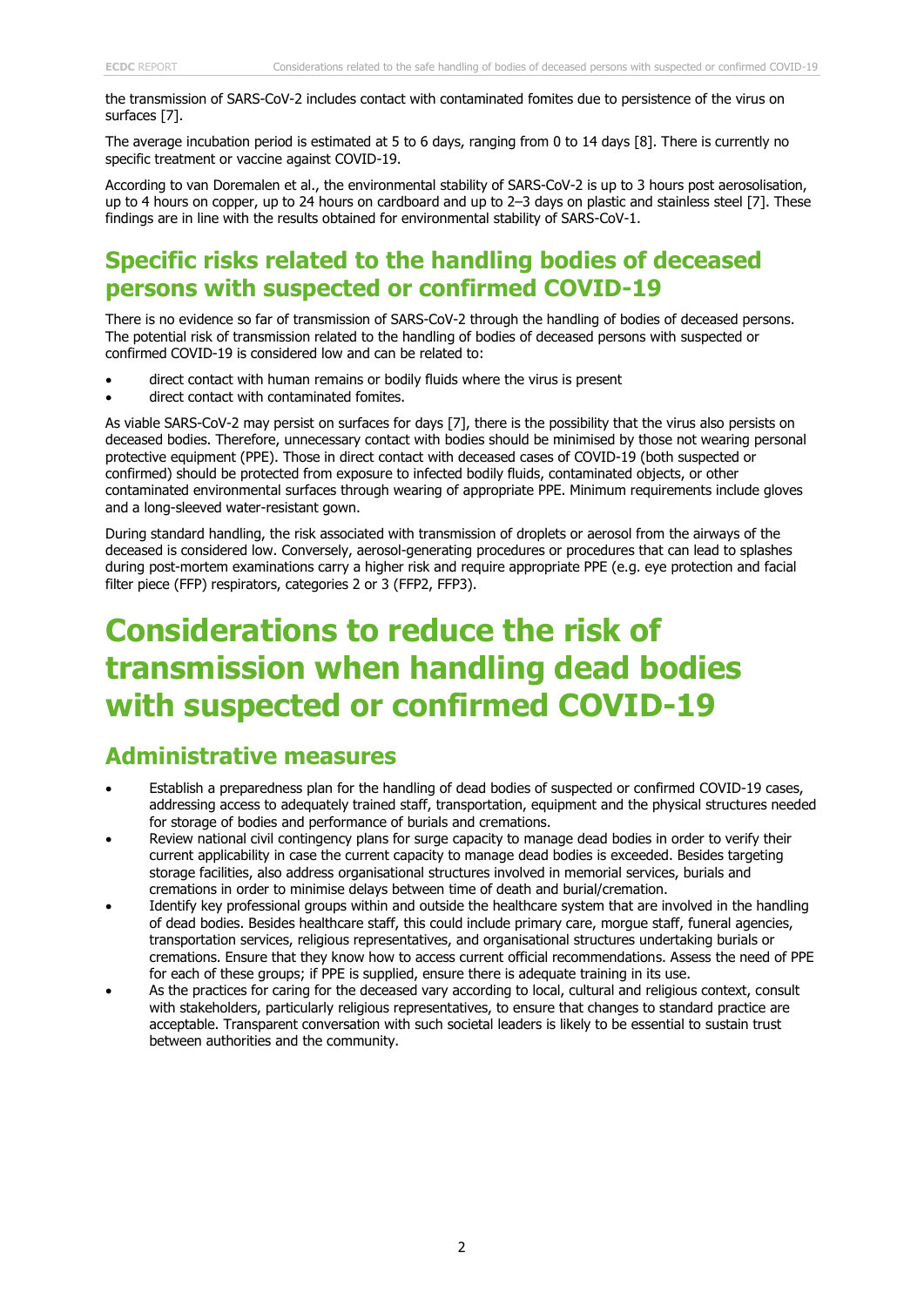the transmission of SARS-CoV-2 includes contact with contaminated fomites due to persistence of the virus on surfaces [7].

The average incubation period is estimated at 5 to 6 days, ranging from 0 to 14 days [8]. There is currently no specific treatment or vaccine against COVID-19.

According to van Doremalen et al., the environmental stability of SARS-CoV-2 is up to 3 hours post aerosolisation, up to 4 hours on copper, up to 24 hours on cardboard and up to 2–3 days on plastic and stainless steel [7]. These findings are in line with the results obtained for environmental stability of SARS-CoV-1.

## Specific risks related to the handling bodies of deceased persons with suspected or confirmed COVID-19

There is no evidence so far of transmission of SARS-CoV-2 through the handling of bodies of deceased persons. The potential risk of transmission related to the handling of bodies of deceased persons with suspected or confirmed COVID-19 is considered low and can be related to:

- direct contact with human remains or bodily fluids where the virus is present
- direct contact with contaminated fomites.

As viable SARS-CoV-2 may persist on surfaces for days [7], there is the possibility that the virus also persists on deceased bodies. Therefore, unnecessary contact with bodies should be minimised by those not wearing personal protective equipment (PPE). Those in direct contact with deceased cases of COVID-19 (both suspected or confirmed) should be protected from exposure to infected bodily fluids, contaminated objects, or other contaminated environmental surfaces through wearing of appropriate PPE. Minimum requirements include gloves and a long-sleeved water-resistant gown.

During standard handling, the risk associated with transmission of droplets or aerosol from the airways of the deceased is considered low. Conversely, aerosol-generating procedures or procedures that can lead to splashes during post-mortem examinations carry a higher risk and require appropriate PPE (e.g. eye protection and facial filter piece (FFP) respirators, categories 2 or 3 (FFP2, FFP3).

# Considerations to reduce the risk of transmission when handling dead bodies with suspected or confirmed COVID-19

## Administrative measures

- Establish a preparedness plan for the handling of dead bodies of suspected or confirmed COVID-19 cases, addressing access to adequately trained staff, transportation, equipment and the physical structures needed for storage of bodies and performance of burials and cremations.
- Review national civil contingency plans for surge capacity to manage dead bodies in order to verify their current applicability in case the current capacity to manage dead bodies is exceeded. Besides targeting storage facilities, also address organisational structures involved in memorial services, burials and cremations in order to minimise delays between time of death and burial/cremation.
- Identify key professional groups within and outside the healthcare system that are involved in the handling of dead bodies. Besides healthcare staff, this could include primary care, morgue staff, funeral agencies, transportation services, religious representatives, and organisational structures undertaking burials or cremations. Ensure that they know how to access current official recommendations. Assess the need of PPE for each of these groups; if PPE is supplied, ensure there is adequate training in its use.
- As the practices for caring for the deceased vary according to local, cultural and religious context, consult with stakeholders, particularly religious representatives, to ensure that changes to standard practice are acceptable. Transparent conversation with such societal leaders is likely to be essential to sustain trust between authorities and the community.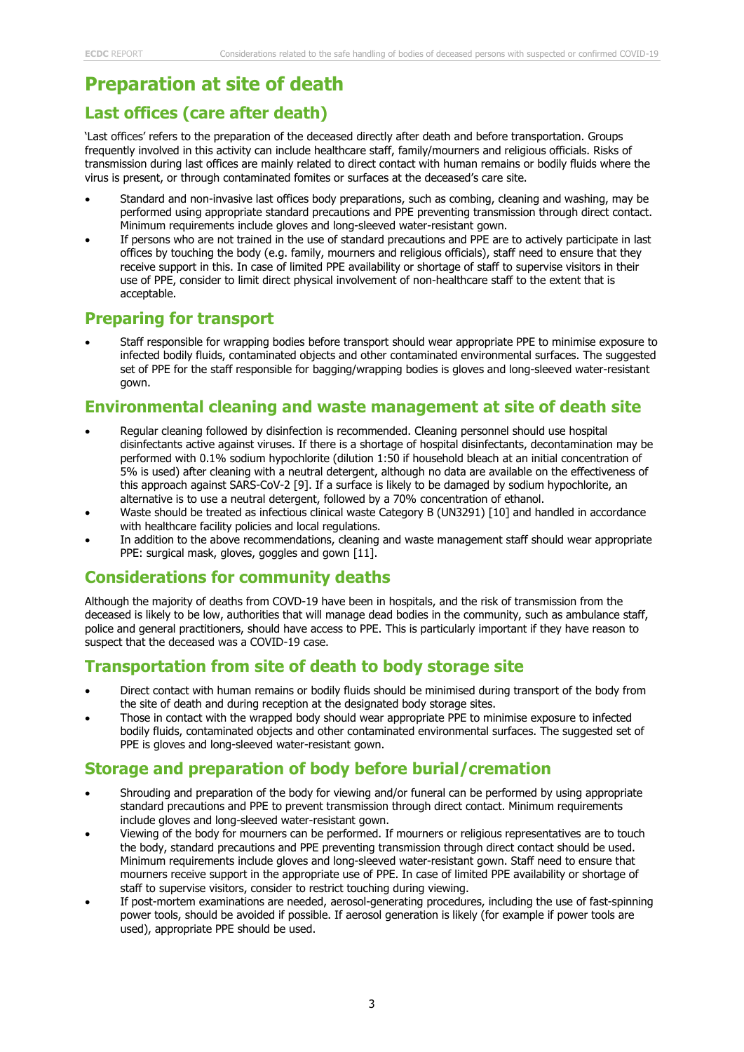# Preparation at site of death

## Last offices (care after death)

'Last offices' refers to the preparation of the deceased directly after death and before transportation. Groups frequently involved in this activity can include healthcare staff, family/mourners and religious officials. Risks of transmission during last offices are mainly related to direct contact with human remains or bodily fluids where the virus is present, or through contaminated fomites or surfaces at the deceased's care site.

- Standard and non-invasive last offices body preparations, such as combing, cleaning and washing, may be performed using appropriate standard precautions and PPE preventing transmission through direct contact. Minimum requirements include gloves and long-sleeved water-resistant gown.
- If persons who are not trained in the use of standard precautions and PPE are to actively participate in last offices by touching the body (e.g. family, mourners and religious officials), staff need to ensure that they receive support in this. In case of limited PPE availability or shortage of staff to supervise visitors in their use of PPE, consider to limit direct physical involvement of non-healthcare staff to the extent that is acceptable.

## Preparing for transport

- Staff responsible for wrapping bodies before transport should wear appropriate PPE to minimise exposure to infected bodily fluids, contaminated objects and other contaminated environmental surfaces. The suggested set of PPE for the staff responsible for bagging/wrapping bodies is gloves and long-sleeved water-resistant gown.

## Environmental cleaning and waste management at site of death site

- Regular cleaning followed by disinfection is recommended. Cleaning personnel should use hospital disinfectants active against viruses. If there is a shortage of hospital disinfectants, decontamination may be performed with 0.1% sodium hypochlorite (dilution 1:50 if household bleach at an initial concentration of 5% is used) after cleaning with a neutral detergent, although no data are available on the effectiveness of this approach against SARS-CoV-2 [9]. If a surface is likely to be damaged by sodium hypochlorite, an alternative is to use a neutral detergent, followed by a 70% concentration of ethanol.
- Waste should be treated as infectious clinical waste Category B (UN3291) [10] and handled in accordance with healthcare facility policies and local regulations.
- In addition to the above recommendations, cleaning and waste management staff should wear appropriate PPE: surgical mask, gloves, goggles and gown [11].

## Considerations for community deaths

Although the majority of deaths from COVD-19 have been in hospitals, and the risk of transmission from the deceased is likely to be low, authorities that will manage dead bodies in the community, such as ambulance staff, police and general practitioners, should have access to PPE. This is particularly important if they have reason to suspect that the deceased was a COVID-19 case.

## Transportation from site of death to body storage site

- Direct contact with human remains or bodily fluids should be minimised during transport of the body from the site of death and during reception at the designated body storage sites.
- Those in contact with the wrapped body should wear appropriate PPE to minimise exposure to infected bodily fluids, contaminated objects and other contaminated environmental surfaces. The suggested set of PPE is gloves and long-sleeved water-resistant gown.

## Storage and preparation of body before burial/cremation

- Shrouding and preparation of the body for viewing and/or funeral can be performed by using appropriate standard precautions and PPE to prevent transmission through direct contact. Minimum requirements include gloves and long-sleeved water-resistant gown.
- Viewing of the body for mourners can be performed. If mourners or religious representatives are to touch the body, standard precautions and PPE preventing transmission through direct contact should be used. Minimum requirements include gloves and long-sleeved water-resistant gown. Staff need to ensure that mourners receive support in the appropriate use of PPE. In case of limited PPE availability or shortage of staff to supervise visitors, consider to restrict touching during viewing.
- If post-mortem examinations are needed, aerosol-generating procedures, including the use of fast-spinning power tools, should be avoided if possible. If aerosol generation is likely (for example if power tools are used), appropriate PPE should be used.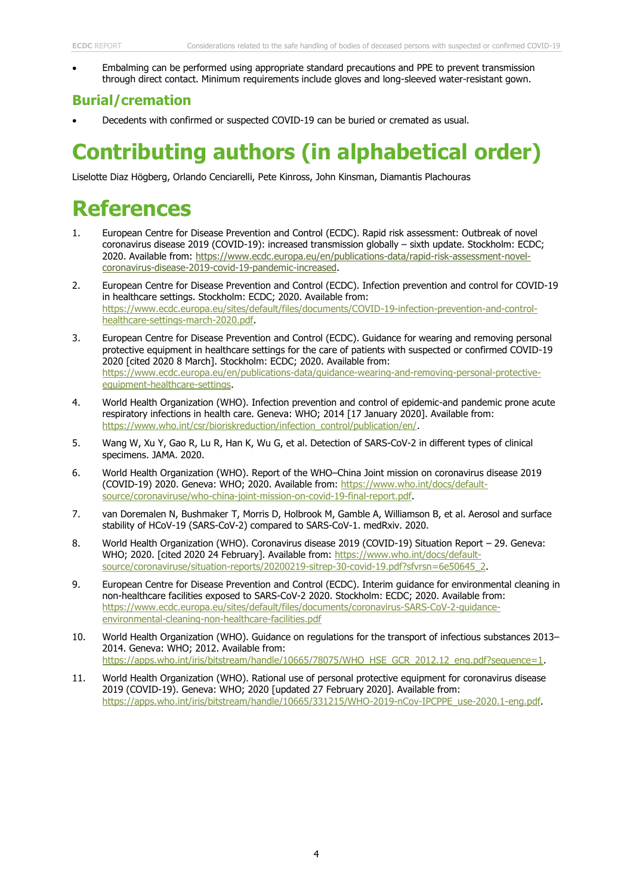- Embalming can be performed using appropriate standard precautions and PPE to prevent transmission through direct contact. Minimum requirements include gloves and long-sleeved water-resistant gown.

## Burial/cremation

- Decedents with confirmed or suspected COVID-19 can be buried or cremated as usual.

# Contributing authors (in alphabetical order)

Liselotte Diaz Högberg, Orlando Cenciarelli, Pete Kinross, John Kinsman, Diamantis Plachouras

# References

1. European Centre for Disease Prevention and Control (ECDC). Rapid risk assessment: Outbreak of novel coronavirus disease 2019 (COVID-19): increased transmission globally – sixth update. Stockholm: ECDC; 2020. Available from: https://www.ecdc.europa.eu/en/publications-data/rapid-risk-assessment-novel-coronavirus-disease-2019-covid-19-pandemic-increased.
2. European Centre for Disease Prevention and Control (ECDC). Infection prevention and control for COVID-19 in healthcare settings. Stockholm: ECDC; 2020. Available from: https://www.ecdc.europa.eu/sites/default/files/documents/COVID-19-infection-prevention-and-control-healthcare-settings-march-2020.pdf.
3. European Centre for Disease Prevention and Control (ECDC). Guidance for wearing and removing personal protective equipment in healthcare settings for the care of patients with suspected or confirmed COVID-19 2020 [cited 2020 8 March]. Stockholm: ECDC; 2020. Available from: https://www.ecdc.europa.eu/en/publications-data/guidance-wearing-and-removing-personal-protective-equipment-healthcare-settings.
4. World Health Organization (WHO). Infection prevention and control of epidemic-and pandemic prone acute respiratory infections in health care. Geneva: WHO; 2014 [17 January 2020]. Available from: https://www.who.int/csr/bioriskreduction/infection_control/publication/en/.
5. Wang W, Xu Y, Gao R, Lu R, Han K, Wu G, et al. Detection of SARS-CoV-2 in different types of clinical specimens. JAMA. 2020.
6. World Health Organization (WHO). Report of the WHO–China Joint mission on coronavirus disease 2019 (COVID-19) 2020. Geneva: WHO; 2020. Available from: https://www.who.int/docs/default-source/coronaviruse/who-china-joint-mission-on-covid-19-final-report.pdf.
7. van Doremalen N, Bushmaker T, Morris D, Holbrook M, Gamble A, Williamson B, et al. Aerosol and surface stability of HCoV-19 (SARS-CoV-2) compared to SARS-CoV-1. medRxiv. 2020.
8. World Health Organization (WHO). Coronavirus disease 2019 (COVID-19) Situation Report – 29. Geneva: WHO; 2020. [cited 2020 24 February]. Available from: https://www.who.int/docs/default-source/coronaviruse/situation-reports/20200219-sitrep-30-covid-19.pdf?sfvrsn=6e50645_2.
9. European Centre for Disease Prevention and Control (ECDC). Interim guidance for environmental cleaning in non-healthcare facilities exposed to SARS-CoV-2 2020. Stockholm: ECDC; 2020. Available from: https://www.ecdc.europa.eu/sites/default/files/documents/coronavirus-SARS-CoV-2-guidance-environmental-cleaning-non-healthcare-facilities.pdf
10. World Health Organization (WHO). Guidance on regulations for the transport of infectious substances 2013–2014. Geneva: WHO; 2012. Available from: https://apps.who.int/iris/bitstream/handle/10665/78075/WHO_HSE_GCR_2012.12_eng.pdf?sequence=1.
11. World Health Organization (WHO). Rational use of personal protective equipment for coronavirus disease 2019 (COVID-19). Geneva: WHO; 2020 [updated 27 February 2020]. Available from: https://apps.who.int/iris/bitstream/handle/10665/331215/WHO-2019-nCov-IPCPPE_use-2020.1-eng.pdf.